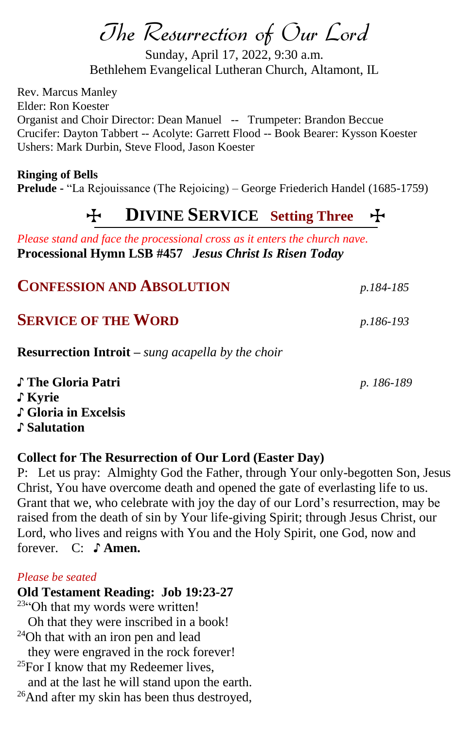# The Resurrection of Our Lord

Sunday, April 17, 2022, 9:30 a.m.
Bethlehem Evangelical Lutheran Church, Altamont, IL

Rev. Marcus Manley
Elder: Ron Koester
Organist and Choir Director: Dean Manuel -- Trumpeter: Brandon Beccue
Crucifer: Dayton Tabbert -- Acolyte: Garrett Flood -- Book Bearer: Kysson Koester
Ushers: Mark Durbin, Steve Flood, Jason Koester

**Ringing of Bells**
**Prelude** - "La Rejouissance (The Rejoicing) – George Friederich Handel (1685-1759)

## ✠ DIVINE SERVICE Setting Three ✠

*Please stand and face the processional cross as it enters the church nave.*
**Processional Hymn LSB #457** ***Jesus Christ Is Risen Today***

## CONFESSION AND ABSOLUTION *p.184-185*

## SERVICE OF THE WORD *p.186-193*

**Resurrection Introit** – *sung acapella by the choir*

♪ **The Gloria Patri** *p. 186-189*
♪ **Kyrie**
♪ **Gloria in Excelsis**
♪ **Salutation**

**Collect for The Resurrection of Our Lord (Easter Day)**
P: Let us pray: Almighty God the Father, through Your only-begotten Son, Jesus Christ, You have overcome death and opened the gate of everlasting life to us. Grant that we, who celebrate with joy the day of our Lord's resurrection, may be raised from the death of sin by Your life-giving Spirit; through Jesus Christ, our Lord, who lives and reigns with You and the Holy Spirit, one God, now and forever. C: ♪ **Amen.**

*Please be seated*
**Old Testament Reading: Job 19:23-27**
[23]"Oh that my words were written!
Oh that they were inscribed in a book!
[24]Oh that with an iron pen and lead
they were engraved in the rock forever!
[25]For I know that my Redeemer lives,
and at the last he will stand upon the earth.
[26]And after my skin has been thus destroyed,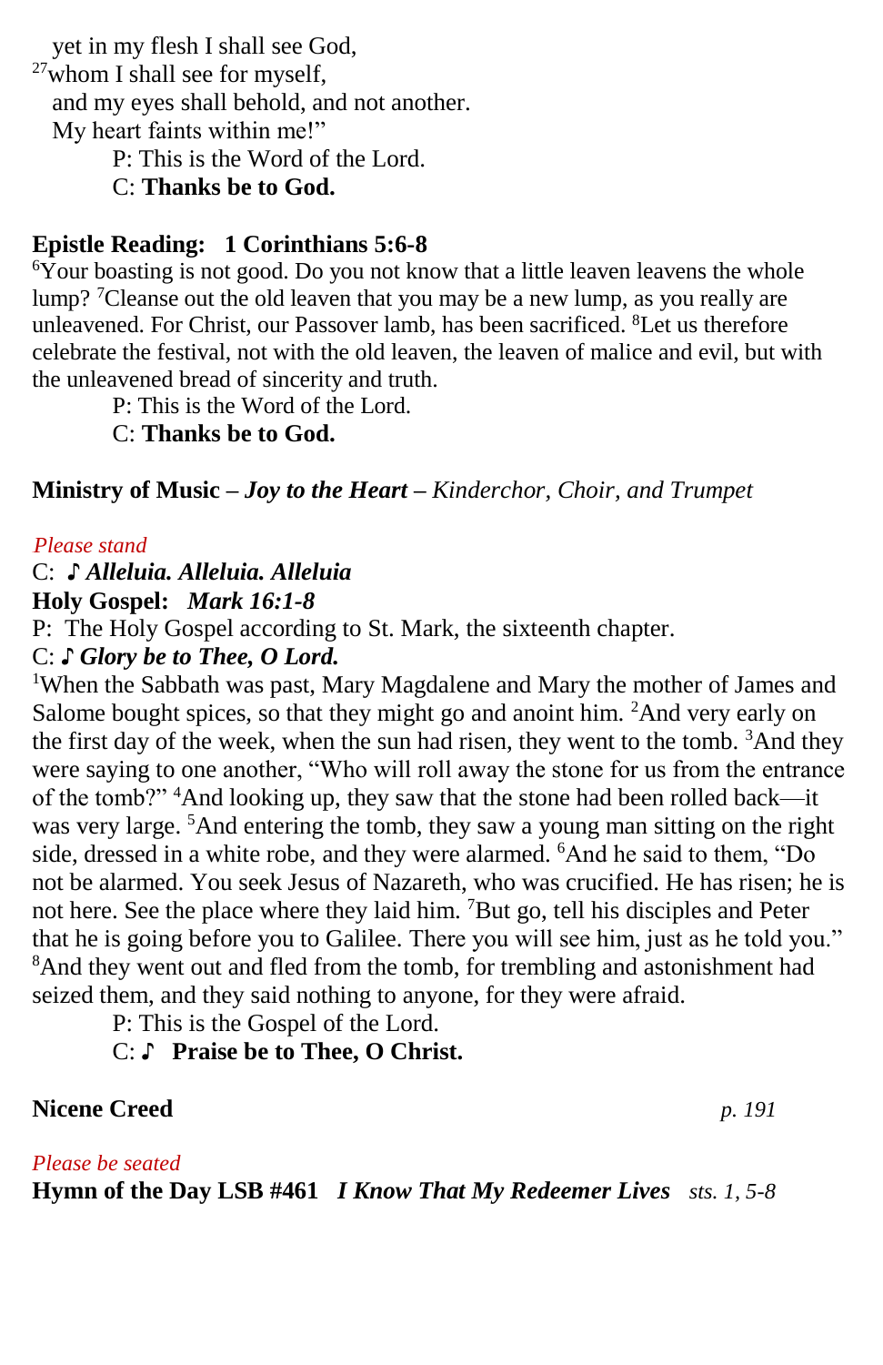yet in my flesh I shall see God,
[27]whom I shall see for myself,
and my eyes shall behold, and not another.
My heart faints within me!"

P: This is the Word of the Lord.
C: **Thanks be to God.**

**Epistle Reading: 1 Corinthians 5:6-8**

[6]Your boasting is not good. Do you not know that a little leaven leavens the whole lump? [7]Cleanse out the old leaven that you may be a new lump, as you really are unleavened. For Christ, our Passover lamb, has been sacrificed. [8]Let us therefore celebrate the festival, not with the old leaven, the leaven of malice and evil, but with the unleavened bread of sincerity and truth.

P: This is the Word of the Lord.
C: **Thanks be to God.**

**Ministry of Music – *Joy to the Heart*** – *Kinderchor, Choir, and Trumpet*

*Please stand*

C: ♪ ***Alleluia. Alleluia. Alleluia***

**Holy Gospel: *Mark 16:1-8***

P: The Holy Gospel according to St. Mark, the sixteenth chapter.
C: ♪ ***Glory be to Thee, O Lord.***

[1]When the Sabbath was past, Mary Magdalene and Mary the mother of James and Salome bought spices, so that they might go and anoint him. [2]And very early on the first day of the week, when the sun had risen, they went to the tomb. [3]And they were saying to one another, "Who will roll away the stone for us from the entrance of the tomb?" [4]And looking up, they saw that the stone had been rolled back—it was very large. [5]And entering the tomb, they saw a young man sitting on the right side, dressed in a white robe, and they were alarmed. [6]And he said to them, "Do not be alarmed. You seek Jesus of Nazareth, who was crucified. He has risen; he is not here. See the place where they laid him. [7]But go, tell his disciples and Peter that he is going before you to Galilee. There you will see him, just as he told you." [8]And they went out and fled from the tomb, for trembling and astonishment had seized them, and they said nothing to anyone, for they were afraid.

P: This is the Gospel of the Lord.
C: ♪ **Praise be to Thee, O Christ.**

**Nicene Creed** *p. 191*

*Please be seated*

**Hymn of the Day LSB #461 *I Know That My Redeemer Lives*** *sts. 1, 5-8*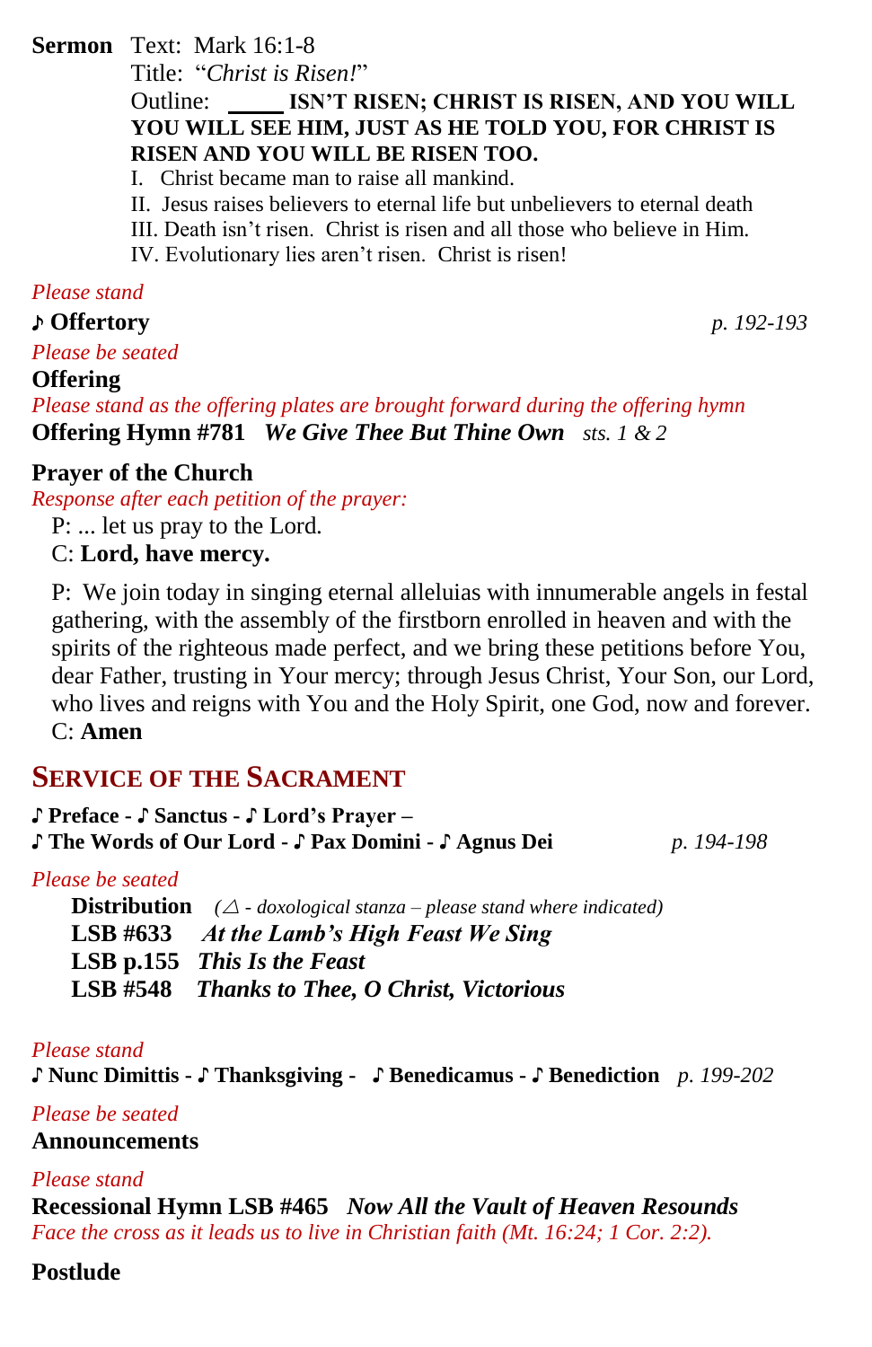**Sermon** Text: Mark 16:1-8

Title: "*Christ is Risen!*"

Outline: **\_\_\_\_\_ ISN'T RISEN; CHRIST IS RISEN, AND YOU WILL YOU WILL SEE HIM, JUST AS HE TOLD YOU, FOR CHRIST IS RISEN AND YOU WILL BE RISEN TOO.**

I. Christ became man to raise all mankind.

II. Jesus raises believers to eternal life but unbelievers to eternal death

III. Death isn't risen. Christ is risen and all those who believe in Him.

IV. Evolutionary lies aren't risen. Christ is risen!

*Please stand*

**♪ Offertory** *p. 192-193*

*Please be seated*

**Offering**

*Please stand as the offering plates are brought forward during the offering hymn*

**Offering Hymn #781** ***We Give Thee But Thine Own*** *sts. 1 & 2*

**Prayer of the Church**

*Response after each petition of the prayer:*

P: ... let us pray to the Lord.

C: **Lord, have mercy.**

P: We join today in singing eternal alleluias with innumerable angels in festal gathering, with the assembly of the firstborn enrolled in heaven and with the spirits of the righteous made perfect, and we bring these petitions before You, dear Father, trusting in Your mercy; through Jesus Christ, Your Son, our Lord, who lives and reigns with You and the Holy Spirit, one God, now and forever.

C: **Amen**

## Service of the Sacrament

**♪ Preface - ♪ Sanctus - ♪ Lord's Prayer –**
**♪ The Words of Our Lord - ♪ Pax Domini - ♪ Agnus Dei** *p. 194-198*

*Please be seated*

**Distribution** *(△ - doxological stanza – please stand where indicated)*

**LSB #633** ***At the Lamb's High Feast We Sing***

**LSB p.155** ***This Is the Feast***

**LSB #548** ***Thanks to Thee, O Christ, Victorious***

*Please stand*

**♪ Nunc Dimittis - ♪ Thanksgiving - ♪ Benedicamus - ♪ Benediction** *p. 199-202*

*Please be seated*

**Announcements**

*Please stand*

**Recessional Hymn LSB #465** ***Now All the Vault of Heaven Resounds***

*Face the cross as it leads us to live in Christian faith (Mt. 16:24; 1 Cor. 2:2).*

**Postlude**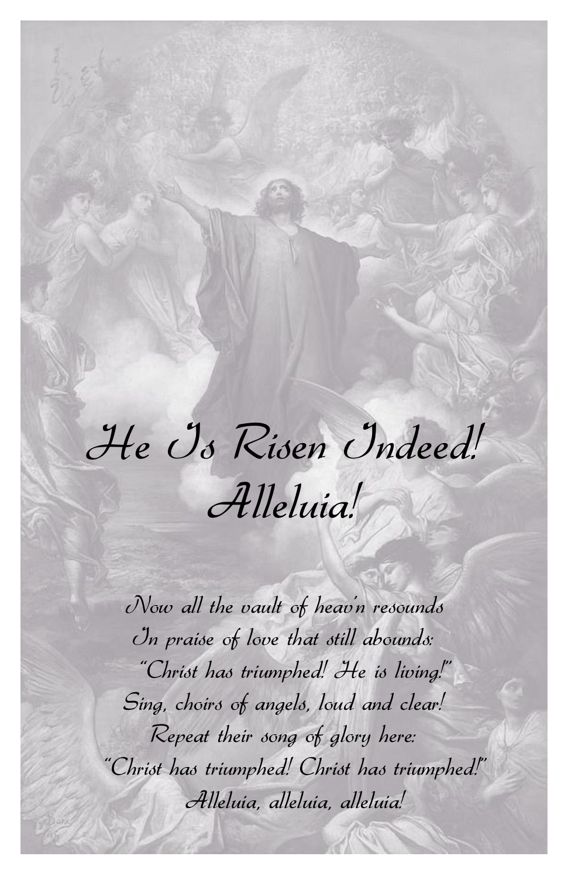# He Is Risen Indeed! Alleluia!

*Now all the vault of heav'n resounds*
*In praise of love that still abounds:*
*"Christ has triumphed! He is living!"*
*Sing, choirs of angels, loud and clear!*
*Repeat their song of glory here:*
*"Christ has triumphed! Christ has triumphed!"*
*Alleluia, alleluia, alleluia!*